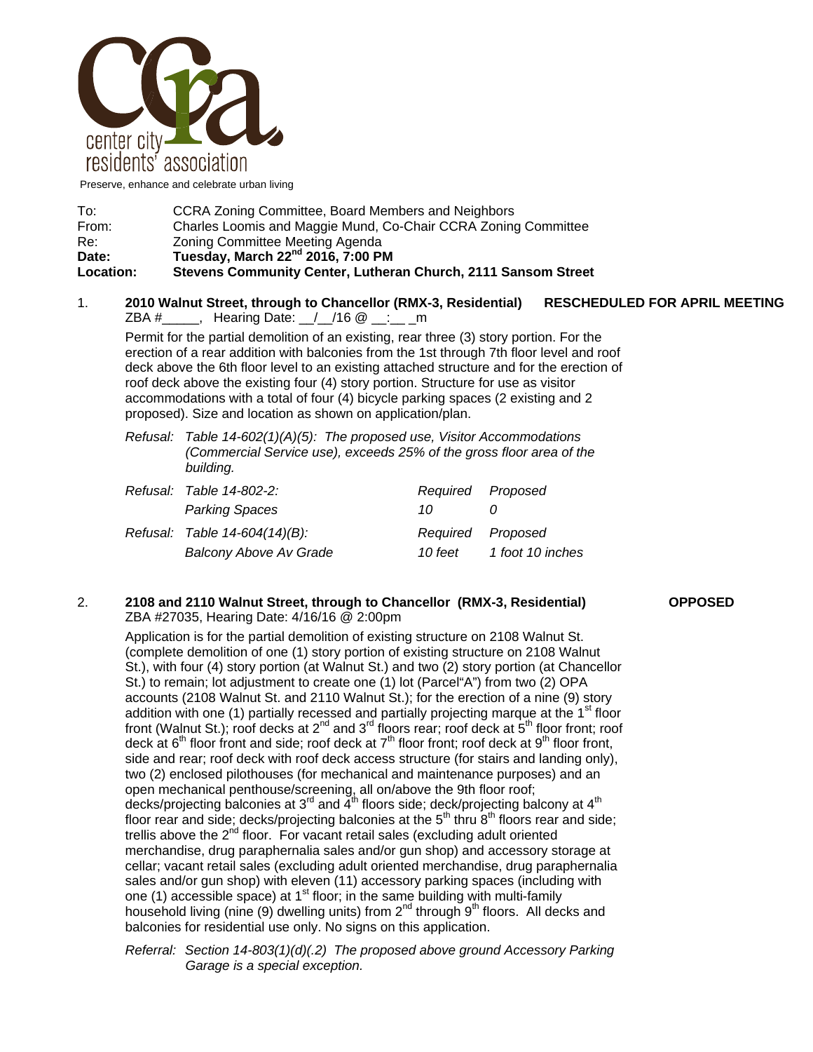center city residents' association

Preserve, enhance and celebrate urban living

To: CCRA Zoning Committee, Board Members and Neighbors
From: Charles Loomis and Maggie Mund, Co-Chair CCRA Zoning Committee
Re: Zoning Committee Meeting Agenda
**Date: Tuesday, March 22nd 2016, 7:00 PM**
**Location: Stevens Community Center, Lutheran Church, 2111 Sansom Street**

1. **2010 Walnut Street, through to Chancellor (RMX-3, Residential) RESCHEDULED FOR APRIL MEETING**
   ZBA #_____, Hearing Date: __/__/16 @ __:__ _m

   Permit for the partial demolition of an existing, rear three (3) story portion. For the erection of a rear addition with balconies from the 1st through 7th floor level and roof deck above the 6th floor level to an existing attached structure and for the erection of roof deck above the existing four (4) story portion. Structure for use as visitor accommodations with a total of four (4) bicycle parking spaces (2 existing and 2 proposed). Size and location as shown on application/plan.

   *Refusal: Table 14-602(1)(A)(5): The proposed use, Visitor Accommodations (Commercial Service use), exceeds 25% of the gross floor area of the building.*

   | *Refusal: Table 14-802-2:* | *Required* | *Proposed* |
   |---|---|---|
   | *Parking Spaces* | *10* | *0* |
   | *Refusal: Table 14-604(14)(B):* | *Required* | *Proposed* |
   | *Balcony Above Av Grade* | *10 feet* | *1 foot 10 inches* |

2. **2108 and 2110 Walnut Street, through to Chancellor (RMX-3, Residential) OPPOSED**
   ZBA #27035, Hearing Date: 4/16/16 @ 2:00pm

   Application is for the partial demolition of existing structure on 2108 Walnut St. (complete demolition of one (1) story portion of existing structure on 2108 Walnut St.), with four (4) story portion (at Walnut St.) and two (2) story portion (at Chancellor St.) to remain; lot adjustment to create one (1) lot (Parcel"A") from two (2) OPA accounts (2108 Walnut St. and 2110 Walnut St.); for the erection of a nine (9) story addition with one (1) partially recessed and partially projecting marque at the 1st floor front (Walnut St.); roof decks at 2nd and 3rd floors rear; roof deck at 5th floor front; roof deck at 6th floor front and side; roof deck at 7th floor front; roof deck at 9th floor front, side and rear; roof deck with roof deck access structure (for stairs and landing only), two (2) enclosed pilothouses (for mechanical and maintenance purposes) and an open mechanical penthouse/screening, all on/above the 9th floor roof; decks/projecting balconies at 3rd and 4th floors side; deck/projecting balcony at 4th floor rear and side; decks/projecting balconies at the 5th thru 8th floors rear and side; trellis above the 2nd floor. For vacant retail sales (excluding adult oriented merchandise, drug paraphernalia sales and/or gun shop) and accessory storage at cellar; vacant retail sales (excluding adult oriented merchandise, drug paraphernalia sales and/or gun shop) with eleven (11) accessory parking spaces (including with one (1) accessible space) at 1st floor; in the same building with multi-family household living (nine (9) dwelling units) from 2nd through 9th floors. All decks and balconies for residential use only. No signs on this application.

   *Referral: Section 14-803(1)(d)(.2) The proposed above ground Accessory Parking Garage is a special exception.*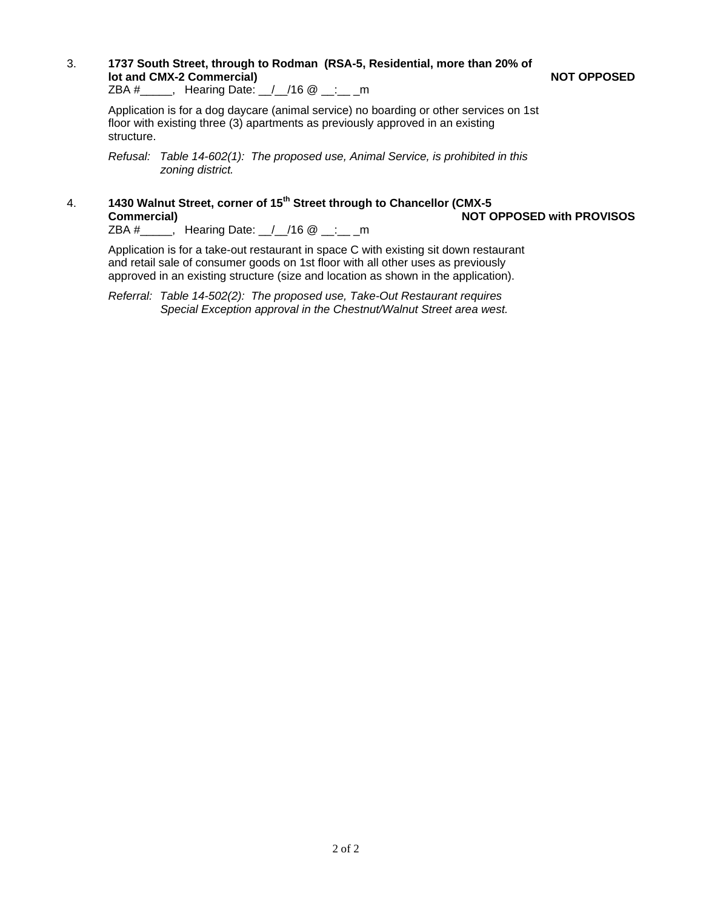3. **1737 South Street, through to Rodman (RSA-5, Residential, more than 20% of lot and CMX-2 Commercial)** **NOT OPPOSED**

   ZBA #_____, Hearing Date: __/__/16 @ __:__ _m

   Application is for a dog daycare (animal service) no boarding or other services on 1st floor with existing three (3) apartments as previously approved in an existing structure.

   *Refusal: Table 14-602(1): The proposed use, Animal Service, is prohibited in this zoning district.*

4. **1430 Walnut Street, corner of 15th Street through to Chancellor (CMX-5 Commercial)** **NOT OPPOSED with PROVISOS**

   ZBA #_____, Hearing Date: __/__/16 @ __:__ _m

   Application is for a take-out restaurant in space C with existing sit down restaurant and retail sale of consumer goods on 1st floor with all other uses as previously approved in an existing structure (size and location as shown in the application).

   *Referral: Table 14-502(2): The proposed use, Take-Out Restaurant requires Special Exception approval in the Chestnut/Walnut Street area west.*